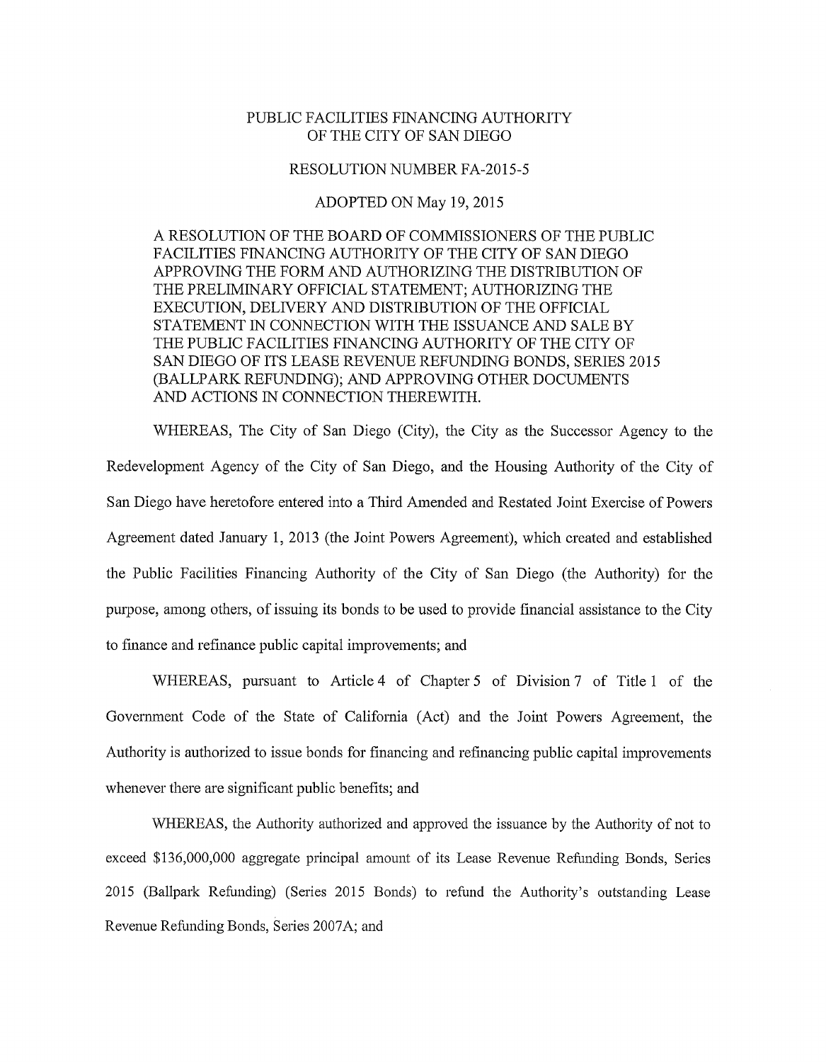# PUBLIC FACILITIES FINANCING AUTHORITY OF THE CITY OF SAN DIEGO

## RESOLUTION NUMBER FA-2015-5

### ADOPTED ON May 19, 2015

A RESOLUTION OF THE BOARD OF COMMISSIONERS OF THE PUBLIC FACILITIES FINANCING AUTHORITY OF THE CITY OF SAN DIEGO APPROVING THE FORM AND AUTHORIZING THE DISTRIBUTION OF THE PRELIMINARY OFFICIAL STATEMENT; AUTHORIZING THE EXECUTION, DELIVERY AND DISTRIBUTION OF THE OFFICIAL STATEMENT IN CONNECTION WITH THE ISSUANCE AND SALE BY THE PUBLIC FACILITIES FINANCING AUTHORITY OF THE CITY OF SAN DIEGO OF ITS LEASE REVENUE REFUNDING BONDS, SERIES 2015 (BALLPARK REFUNDING); AND APPROVING OTHER DOCUMENTS AND ACTIONS IN CONNECTION THEREWITH.

WHEREAS, The City of San Diego (City), the City as the Successor Agency to the Redevelopment Agency of the City of San Diego, and the Housing Authority of the City of San Diego have heretofore entered into a Third Amended and Restated Joint Exercise of Powers Agreement dated January 1, 2013 (the Joint Powers Agreement), which created and established the Public Facilities Financing Authority of the City of San Diego (the Authority) for the purpose, among others, of issuing its bonds to be used to provide financial assistance to the City to finance and refinance public capital improvements; and

WHEREAS, pursuant to Article 4 of Chapter 5 of Division 7 of Title 1 of the Government Code of the State of California (Act) and the Joint Powers Agreement, the Authority is authorized to issue bonds for financing and refinancing public capital improvements whenever there are significant public benefits; and

WHEREAS, the Authority authorized and approved the issuance by the Authority of not to exceed $136,000,000 aggregate principal amount of its Lease Revenue Refunding Bonds, Series 2015 (Ballpark Refunding) (Series 2015 Bonds) to refund the Authority's outstanding Lease Revenue Refunding Bonds, Series 2007A; and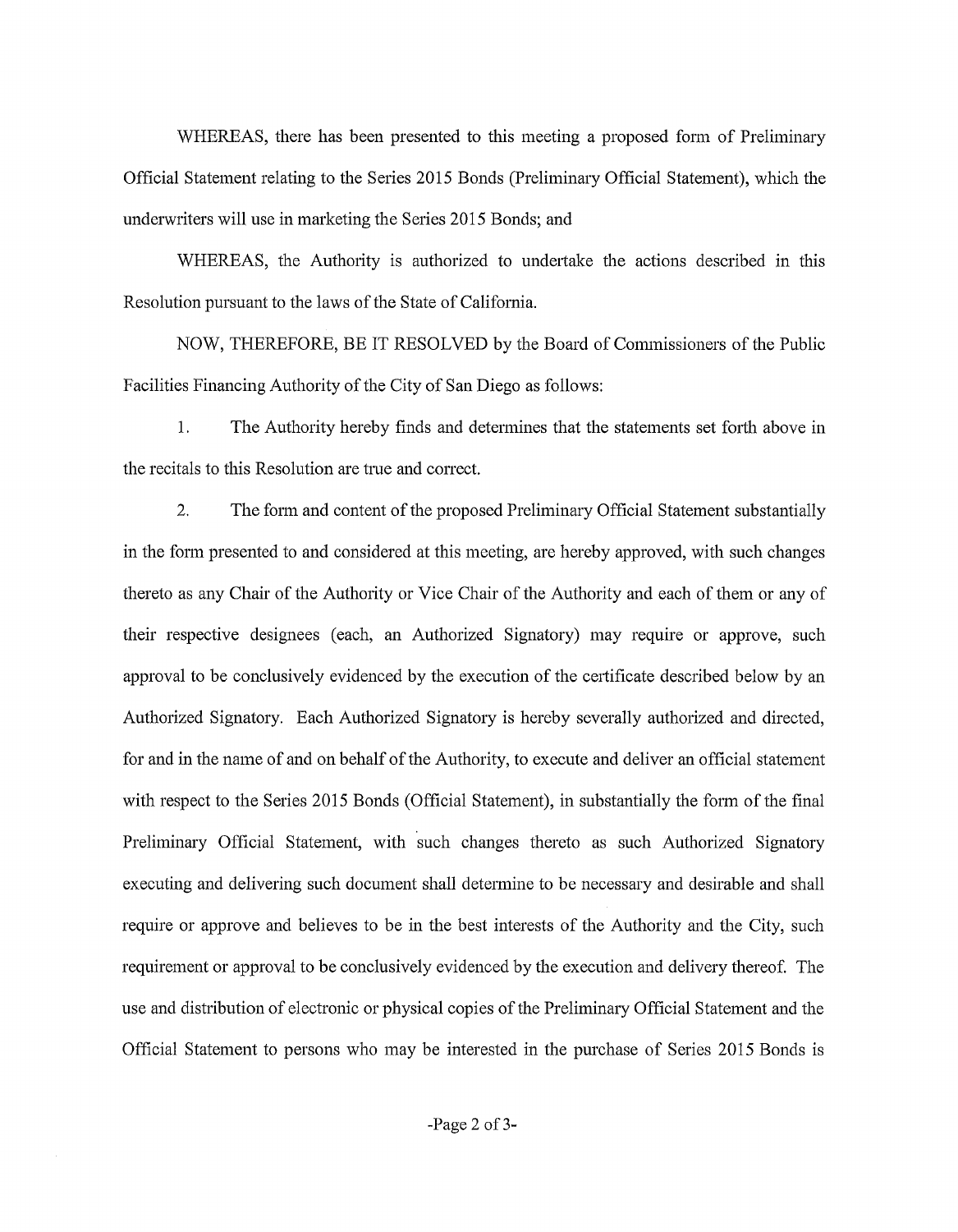WHEREAS, there has been presented to this meeting a proposed form of Preliminary Official Statement relating to the Series 2015 Bonds (Preliminary Official Statement), which the underwriters will use in marketing the Series 2015 Bonds; and

WHEREAS, the Authority is authorized to undertake the actions described in this Resolution pursuant to the laws of the State of California.

NOW, THEREFORE, BE IT RESOLVED by the Board of Commissioners of the Public Facilities Financing Authority of the City of San Diego as follows:

1. The Authority hereby finds and determines that the statements set forth above in the recitals to this Resolution are true and correct.

2. The form and content of the proposed Preliminary Official Statement substantially in the form presented to and considered at this meeting, are hereby approved, with such changes thereto as any Chair of the Authority or Vice Chair of the Authority and each of them or any of their respective designees (each, an Authorized Signatory) may require or approve, such approval to be conclusively evidenced by the execution of the certificate described below by an Authorized Signatory. Each Authorized Signatory is hereby severally authorized and directed, for and in the name of and on behalf of the Authority, to execute and deliver an official statement with respect to the Series 2015 Bonds (Official Statement), in substantially the form of the final Preliminary Official Statement, with such changes thereto as such Authorized Signatory executing and delivering such document shall determine to be necessary and desirable and shall require or approve and believes to be in the best interests of the Authority and the City, such requirement or approval to be conclusively evidenced by the execution and delivery thereof. The use and distribution of electronic or physical copies of the Preliminary Official Statement and the Official Statement to persons who may be interested in the purchase of Series 2015 Bonds is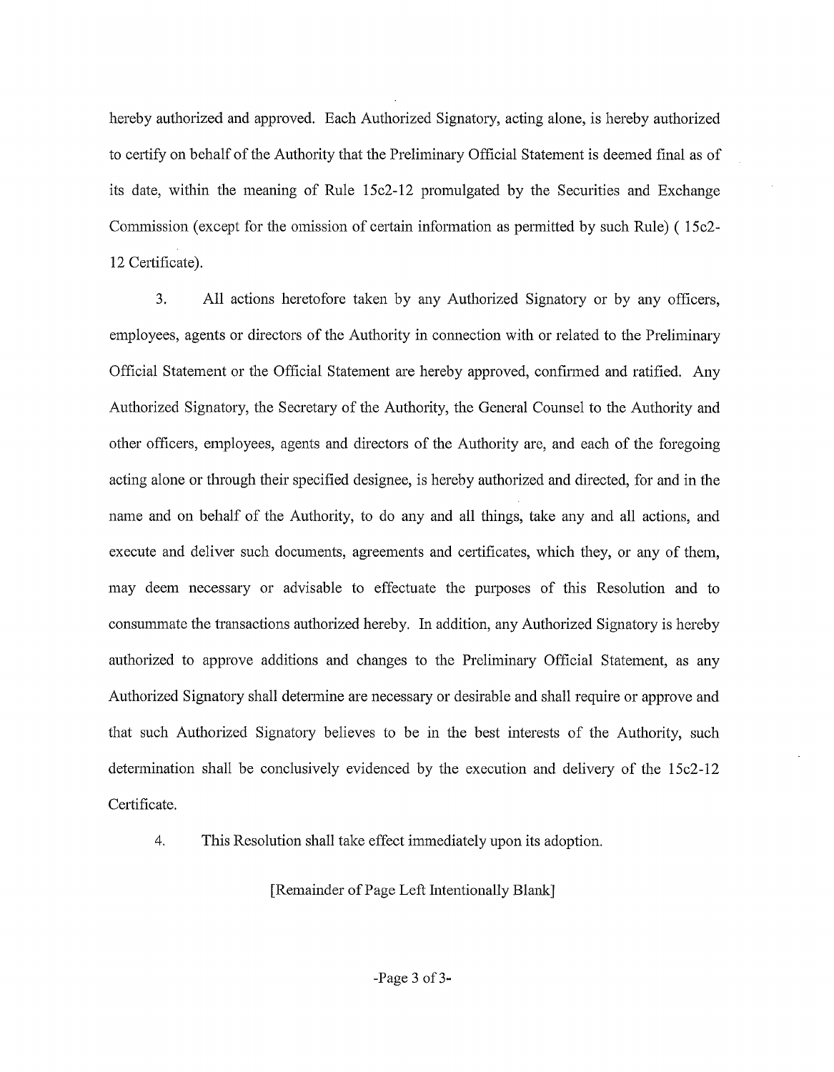hereby authorized and approved. Each Authorized Signatory, acting alone, is hereby authorized to certify on behalf of the Authority that the Preliminary Official Statement is deemed final as of its date, within the meaning of Rule 15c2-12 promulgated by the Securities and Exchange Commission (except for the omission of certain information as permitted by such Rule) ( 15c2-12 Certificate).

3. All actions heretofore taken by any Authorized Signatory or by any officers, employees, agents or directors of the Authority in connection with or related to the Preliminary Official Statement or the Official Statement are hereby approved, confirmed and ratified. Any Authorized Signatory, the Secretary of the Authority, the General Counsel to the Authority and other officers, employees, agents and directors of the Authority are, and each of the foregoing acting alone or through their specified designee, is hereby authorized and directed, for and in the name and on behalf of the Authority, to do any and all things, take any and all actions, and execute and deliver such documents, agreements and certificates, which they, or any of them, may deem necessary or advisable to effectuate the purposes of this Resolution and to consummate the transactions authorized hereby. In addition, any Authorized Signatory is hereby authorized to approve additions and changes to the Preliminary Official Statement, as any Authorized Signatory shall determine are necessary or desirable and shall require or approve and that such Authorized Signatory believes to be in the best interests of the Authority, such determination shall be conclusively evidenced by the execution and delivery of the 15c2-12 Certificate.

4. This Resolution shall take effect immediately upon its adoption.

[Remainder of Page Left Intentionally Blank]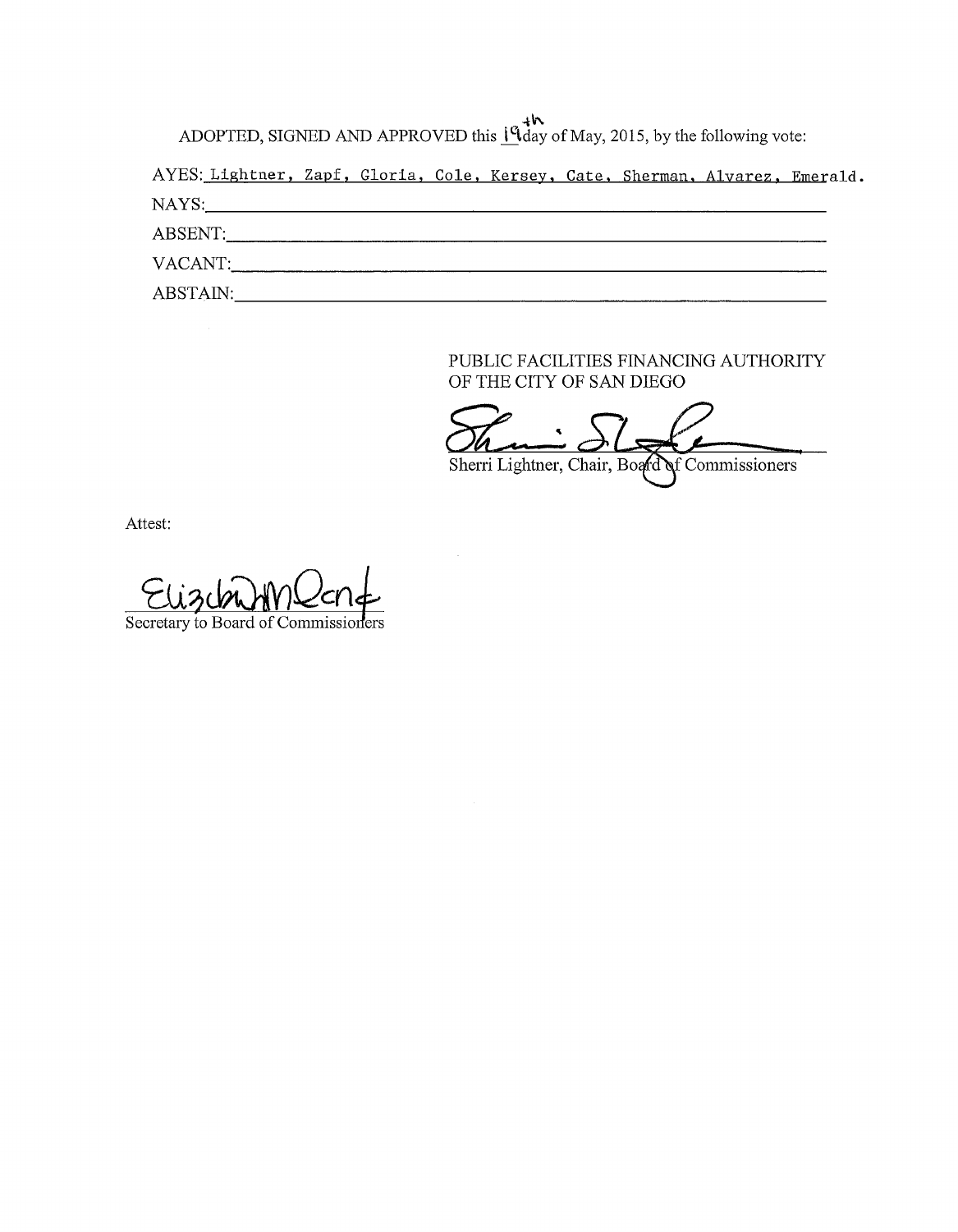ADOPTED, SIGNED AND APPROVED this 19th day of May, 2015, by the following vote:

AYES: Lightner, Zapf, Gloria, Cole, Kersey, Cate, Sherman, Alvarez, Emerald.

NAYS: ______________________

ABSENT: ______________________

VACANT: ______________________

ABSTAIN: ______________________

PUBLIC FACILITIES FINANCING AUTHORITY
OF THE CITY OF SAN DIEGO

Sherri Lightner, Chair, Board of Commissioners

Attest:

Secretary to Board of Commissioners